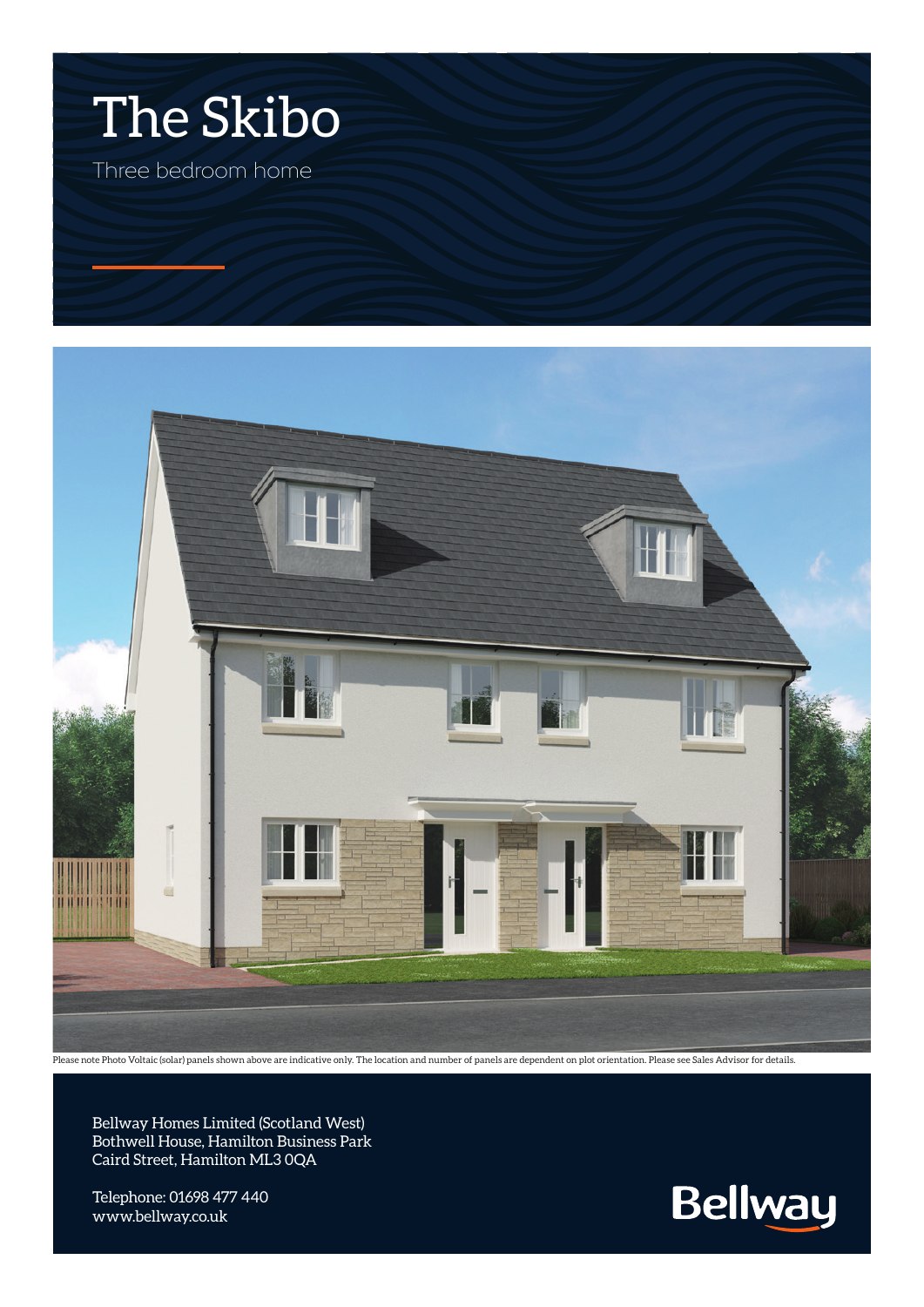# The Skibo

Three bedroom home

Please note Photo Voltaic (solar) panels shown above are indicative only. The location and number of panels are dependent on plot orientation. Please see Sales Advisor for details.

Bellway Homes Limited (Scotland West)
Bothwell House, Hamilton Business Park
Caird Street, Hamilton ML3 0QA

Telephone: 01698 477 440
www.bellway.co.uk

Bellway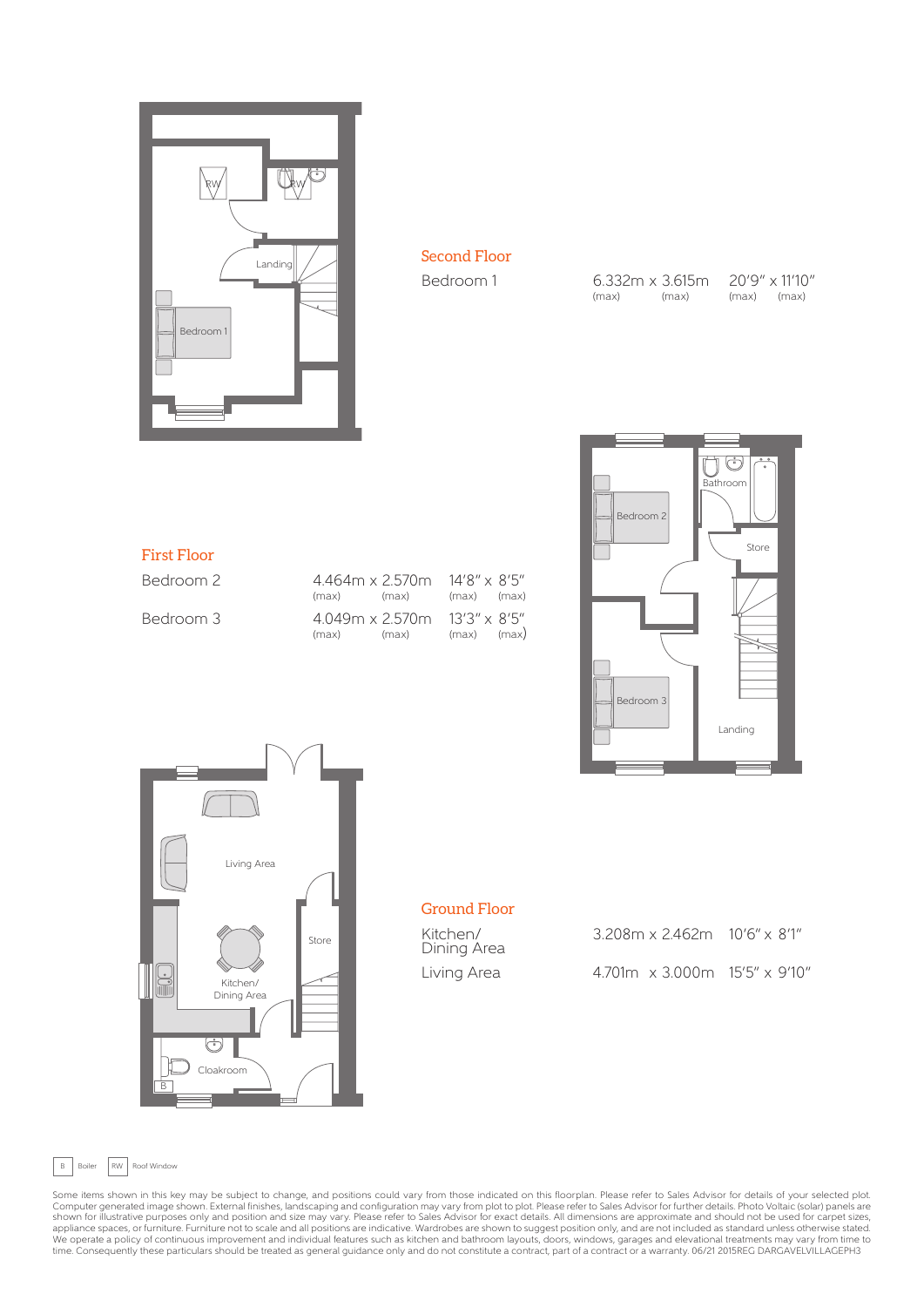## Second Floor

| | | |
|---|---|---|
| Bedroom 1 | 6.332m x 3.615m (max) (max) | 20'9" x 11'10" (max) (max) |

## First Floor

| | | |
|---|---|---|
| Bedroom 2 | 4.464m x 2.570m (max) (max) | 14'8" x 8'5" (max) (max) |
| Bedroom 3 | 4.049m x 2.570m (max) (max) | 13'3" x 8'5" (max) (max) |

## Ground Floor

| | | |
|---|---|---|
| Kitchen/ Dining Area | 3.208m x 2.462m | 10'6" x 8'1" |
| Living Area | 4.701m x 3.000m | 15'5" x 9'10" |

B Boiler RW Roof Window

Some items shown in this key may be subject to change, and positions could vary from those indicated on this floorplan. Please refer to Sales Advisor for details of your selected plot. Computer generated image shown. External finishes, landscaping and configuration may vary from plot to plot. Please refer to Sales Advisor for further details. Photo Voltaic (solar) panels are shown for illustrative purposes only and position and size may vary. Please refer to Sales Advisor for exact details. All dimensions are approximate and should not be used for carpet sizes, appliance spaces, or furniture. Furniture not to scale and all positions are indicative. Wardrobes are shown to suggest position only, and are not included as standard unless otherwise stated. We operate a policy of continuous improvement and individual features such as kitchen and bathroom layouts, doors, windows, garages and elevational treatments may vary from time to time. Consequently these particulars should be treated as general guidance only and do not constitute a contract, part of a contract or a warranty. 06/21 2015REG DARGAVELVILLAGEPH3